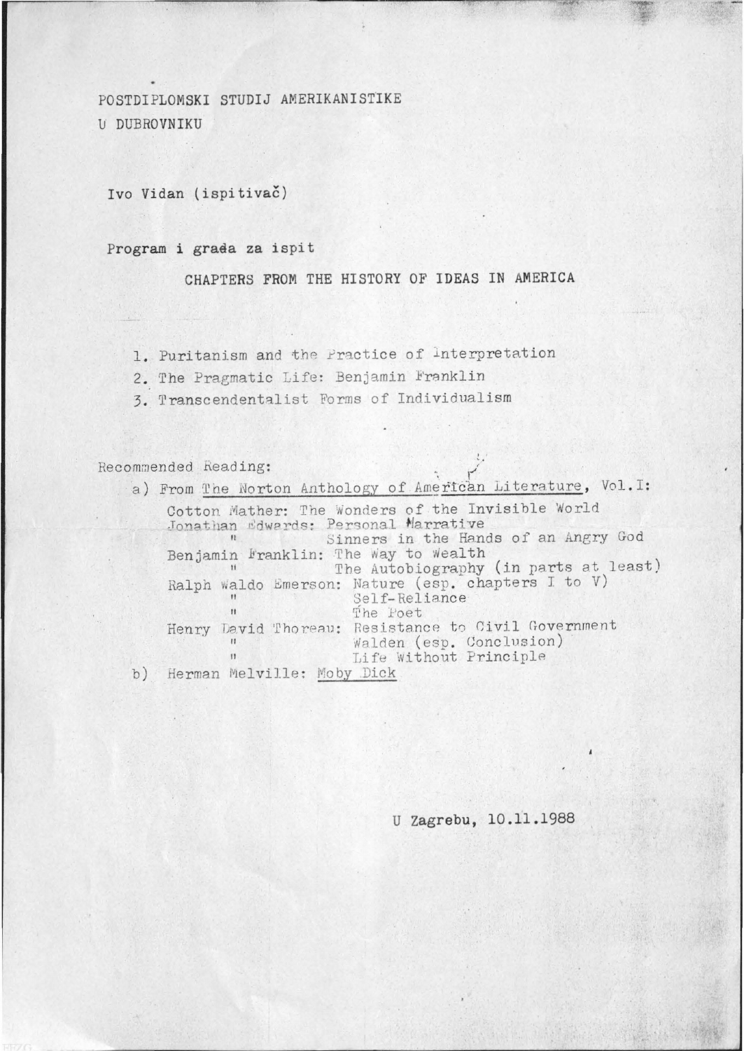POSTDIPLOMSKI STUDIJ AMERIKANISTIKE
U DUBROVNIKU

Ivo Vidan (ispitivač)

Program i građa za ispit

## CHAPTERS FROM THE HISTORY OF IDEAS IN AMERICA

1. Puritanism and the Practice of Interpretation
2. The Pragmatic Life: Benjamin Franklin
3. Transcendentalist Forms of Individualism

Recommended Reading:

a) From The Norton Anthology of American Literature, Vol. I:

   Cotton Mather: The Wonders of the Invisible World
   Jonathan Edwards: Personal Narrative
   " Sinners in the Hands of an Angry God
   Benjamin Franklin: The Way to Wealth
   " The Autobiography (in parts at least)
   Ralph Waldo Emerson: Nature (esp. chapters I to V)
   " Self-Reliance
   " The Poet
   Henry David Thoreau: Resistance to Civil Government
   " Walden (esp. Conclusion)
   " Life Without Principle

b) Herman Melville: Moby Dick

U Zagrebu, 10.11.1988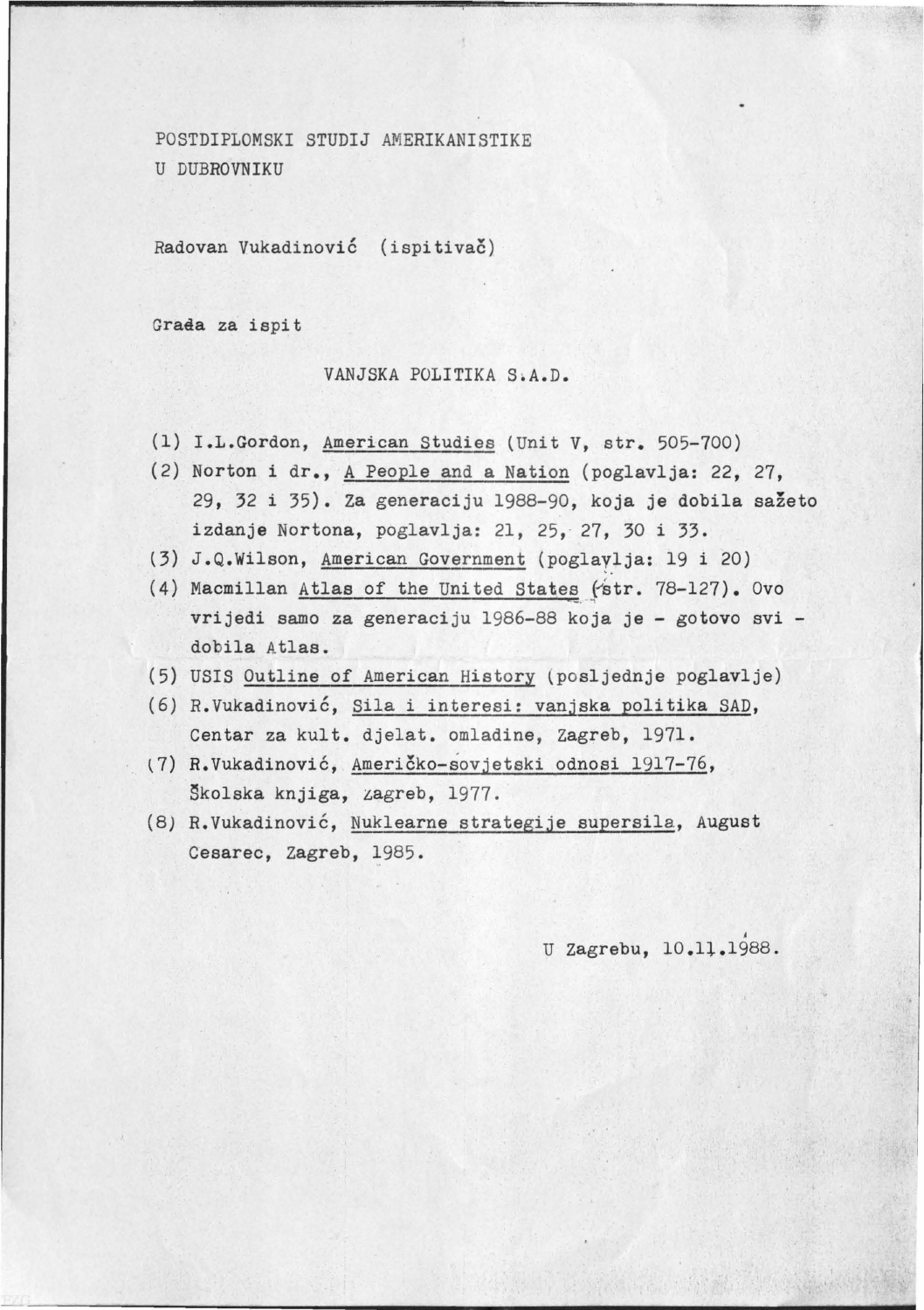POSTDIPLOMSKI STUDIJ AMERIKANISTIKE
U DUBROVNIKU

Radovan Vukadinović (ispitivač)

Građa za ispit

VANJSKA POLITIKA S.A.D.

(1) I.L.Gordon, American Studies (Unit V, str. 505-700)
(2) Norton i dr., A People and a Nation (poglavlja: 22, 27, 29, 32 i 35). Za generaciju 1988-90, koja je dobila sažeto izdanje Nortona, poglavlja: 21, 25, 27, 30 i 33.
(3) J.Q.Wilson, American Government (poglavlja: 19 i 20)
(4) Macmillan Atlas of the United States (str. 78-127). Ovo vrijedi samo za generaciju 1986-88 koja je - gotovo svi - dobila Atlas.
(5) USIS Outline of American History (posljednje poglavlje)
(6) R.Vukadinović, Sila i interesi: vanjska politika SAD, Centar za kult. djelat. omladine, Zagreb, 1971.
(7) R.Vukadinović, Američko-sovjetski odnosi 1917-76, Školska knjiga, Zagreb, 1977.
(8) R.Vukadinović, Nuklearne strategije supersila, August Cesarec, Zagreb, 1985.

U Zagrebu, 10.11.1988.